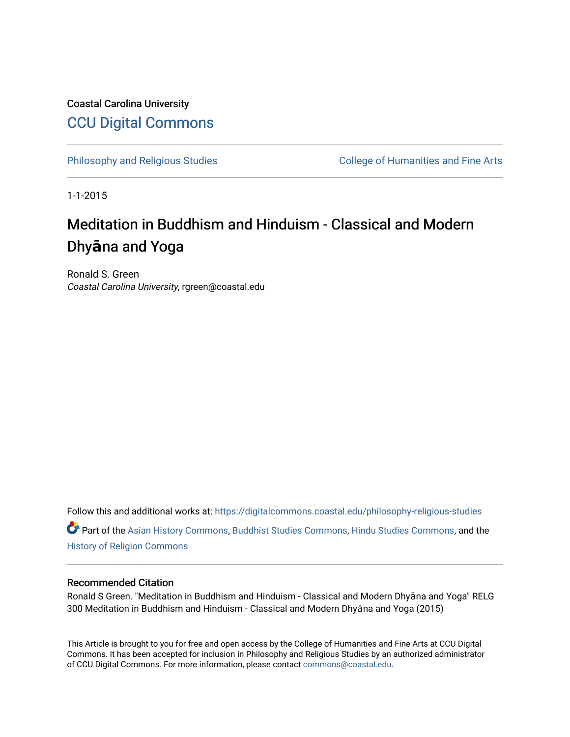Coastal Carolina University

# CCU Digital Commons

Philosophy and Religious Studies — College of Humanities and Fine Arts

1-1-2015

## Meditation in Buddhism and Hinduism - Classical and Modern Dhyāna and Yoga

Ronald S. Green
*Coastal Carolina University*, rgreen@coastal.edu

Follow this and additional works at: https://digitalcommons.coastal.edu/philosophy-religious-studies

Part of the Asian History Commons, Buddhist Studies Commons, Hindu Studies Commons, and the History of Religion Commons

### Recommended Citation

Ronald S Green. "Meditation in Buddhism and Hinduism - Classical and Modern Dhyāna and Yoga" RELG 300 Meditation in Buddhism and Hinduism - Classical and Modern Dhyāna and Yoga (2015)

This Article is brought to you for free and open access by the College of Humanities and Fine Arts at CCU Digital Commons. It has been accepted for inclusion in Philosophy and Religious Studies by an authorized administrator of CCU Digital Commons. For more information, please contact commons@coastal.edu.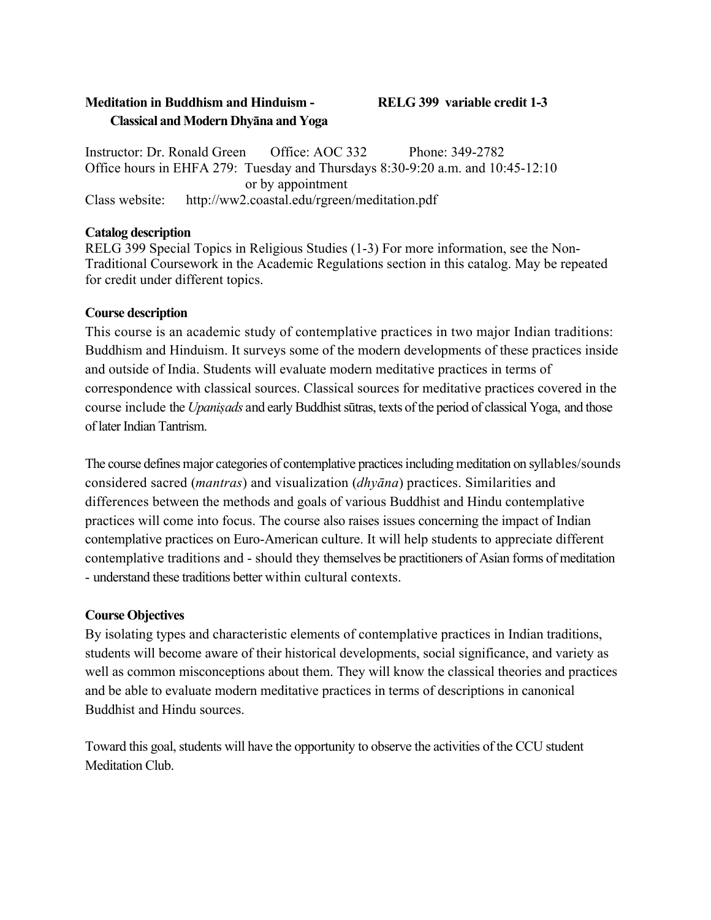**Meditation in Buddhism and Hinduism - Classical and Modern Dhyāna and Yoga** **RELG 399 variable credit 1-3**

Instructor: Dr. Ronald Green Office: AOC 332 Phone: 349-2782
Office hours in EHFA 279: Tuesday and Thursdays 8:30-9:20 a.m. and 10:45-12:10 or by appointment
Class website: http://ww2.coastal.edu/rgreen/meditation.pdf

**Catalog description**

RELG 399 Special Topics in Religious Studies (1-3) For more information, see the Non-Traditional Coursework in the Academic Regulations section in this catalog. May be repeated for credit under different topics.

**Course description**

This course is an academic study of contemplative practices in two major Indian traditions: Buddhism and Hinduism. It surveys some of the modern developments of these practices inside and outside of India. Students will evaluate modern meditative practices in terms of correspondence with classical sources. Classical sources for meditative practices covered in the course include the *Upaniṣads* and early Buddhist sūtras, texts of the period of classical Yoga, and those of later Indian Tantrism.

The course defines major categories of contemplative practices including meditation on syllables/sounds considered sacred (*mantras*) and visualization (*dhyāna*) practices. Similarities and differences between the methods and goals of various Buddhist and Hindu contemplative practices will come into focus. The course also raises issues concerning the impact of Indian contemplative practices on Euro-American culture. It will help students to appreciate different contemplative traditions and - should they themselves be practitioners of Asian forms of meditation - understand these traditions better within cultural contexts.

**Course Objectives**

By isolating types and characteristic elements of contemplative practices in Indian traditions, students will become aware of their historical developments, social significance, and variety as well as common misconceptions about them. They will know the classical theories and practices and be able to evaluate modern meditative practices in terms of descriptions in canonical Buddhist and Hindu sources.

Toward this goal, students will have the opportunity to observe the activities of the CCU student Meditation Club.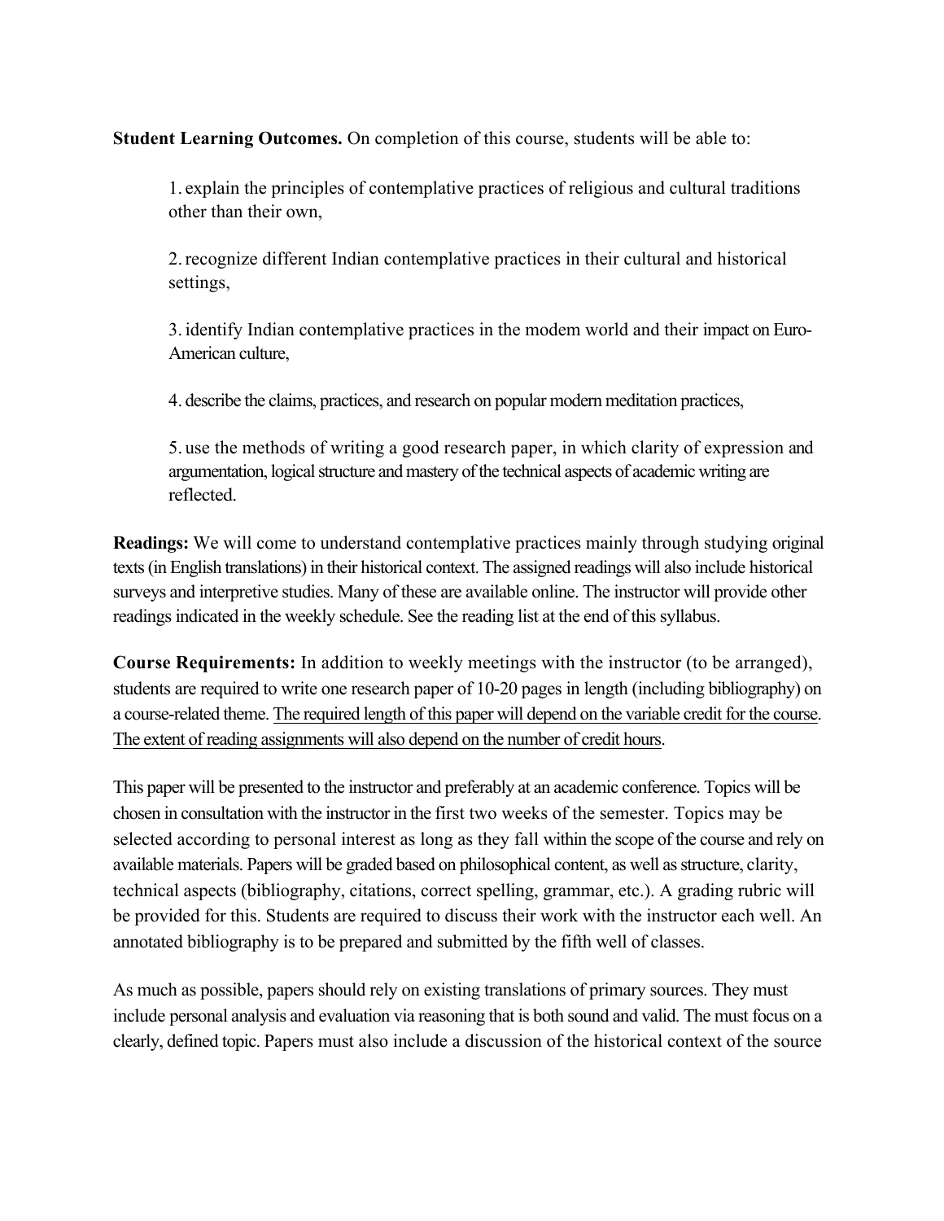**Student Learning Outcomes.** On completion of this course, students will be able to:

> 1. explain the principles of contemplative practices of religious and cultural traditions other than their own,
>
> 2. recognize different Indian contemplative practices in their cultural and historical settings,
>
> 3. identify Indian contemplative practices in the modem world and their impact on Euro-American culture,
>
> 4. describe the claims, practices, and research on popular modern meditation practices,
>
> 5. use the methods of writing a good research paper, in which clarity of expression and argumentation, logical structure and mastery of the technical aspects of academic writing are reflected.

**Readings:** We will come to understand contemplative practices mainly through studying original texts (in English translations) in their historical context. The assigned readings will also include historical surveys and interpretive studies. Many of these are available online. The instructor will provide other readings indicated in the weekly schedule. See the reading list at the end of this syllabus.

**Course Requirements:** In addition to weekly meetings with the instructor (to be arranged), students are required to write one research paper of 10-20 pages in length (including bibliography) on a course-related theme. <u>The required length of this paper will depend on the variable credit for the course. The extent of reading assignments will also depend on the number of credit hours</u>.

This paper will be presented to the instructor and preferably at an academic conference. Topics will be chosen in consultation with the instructor in the first two weeks of the semester. Topics may be selected according to personal interest as long as they fall within the scope of the course and rely on available materials. Papers will be graded based on philosophical content, as well as structure, clarity, technical aspects (bibliography, citations, correct spelling, grammar, etc.). A grading rubric will be provided for this. Students are required to discuss their work with the instructor each well. An annotated bibliography is to be prepared and submitted by the fifth well of classes.

As much as possible, papers should rely on existing translations of primary sources. They must include personal analysis and evaluation via reasoning that is both sound and valid. The must focus on a clearly, defined topic. Papers must also include a discussion of the historical context of the source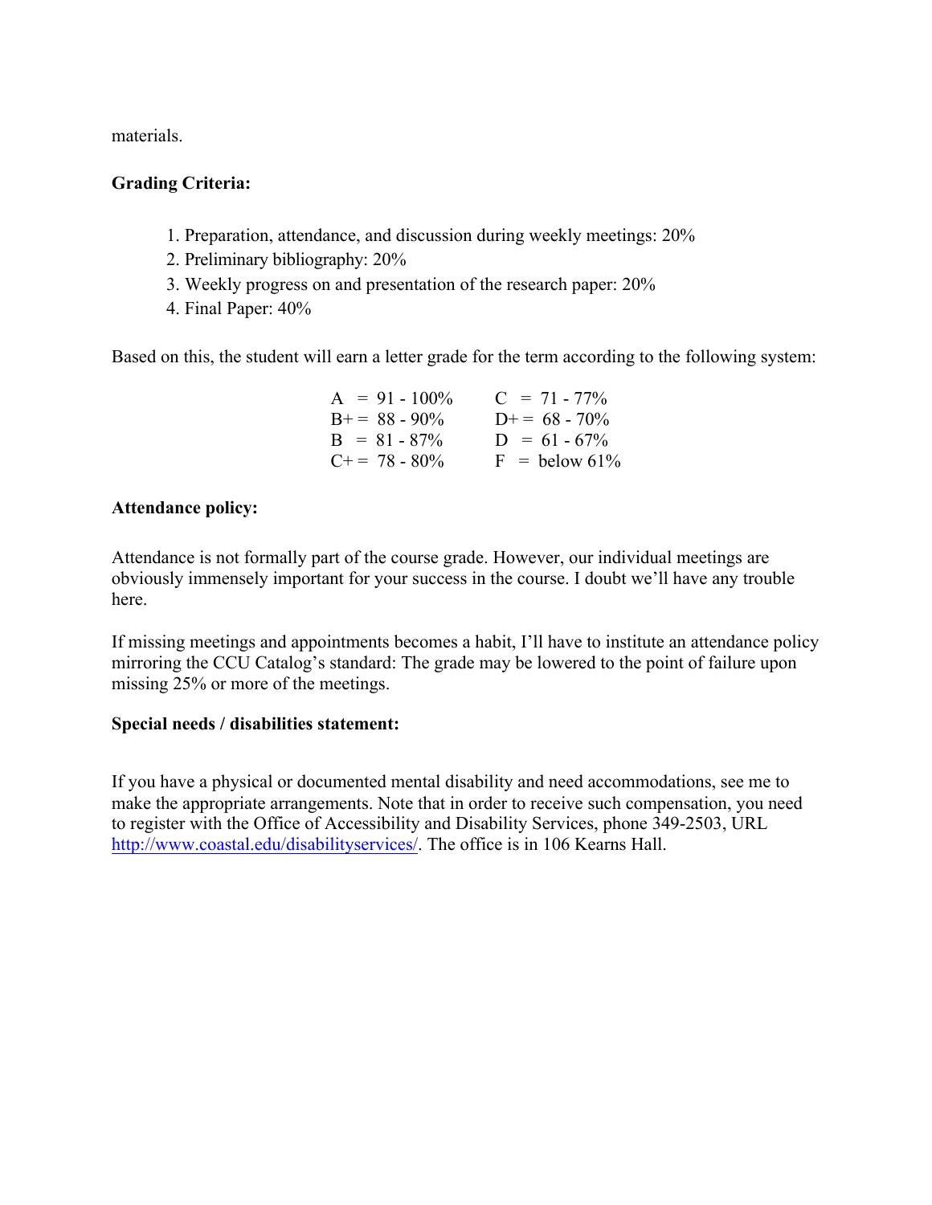materials.

**Grading Criteria:**

1. Preparation, attendance, and discussion during weekly meetings: 20%
2. Preliminary bibliography: 20%
3. Weekly progress on and presentation of the research paper: 20%
4. Final Paper: 40%

Based on this, the student will earn a letter grade for the term according to the following system:

| | |
|---|---|
| A = 91 - 100% | C = 71 - 77% |
| B+ = 88 - 90% | D+ = 68 - 70% |
| B = 81 - 87% | D = 61 - 67% |
| C+ = 78 - 80% | F = below 61% |

**Attendance policy:**

Attendance is not formally part of the course grade. However, our individual meetings are obviously immensely important for your success in the course. I doubt we'll have any trouble here.

If missing meetings and appointments becomes a habit, I'll have to institute an attendance policy mirroring the CCU Catalog's standard: The grade may be lowered to the point of failure upon missing 25% or more of the meetings.

**Special needs / disabilities statement:**

If you have a physical or documented mental disability and need accommodations, see me to make the appropriate arrangements. Note that in order to receive such compensation, you need to register with the Office of Accessibility and Disability Services, phone 349-2503, URL http://www.coastal.edu/disabilityservices/. The office is in 106 Kearns Hall.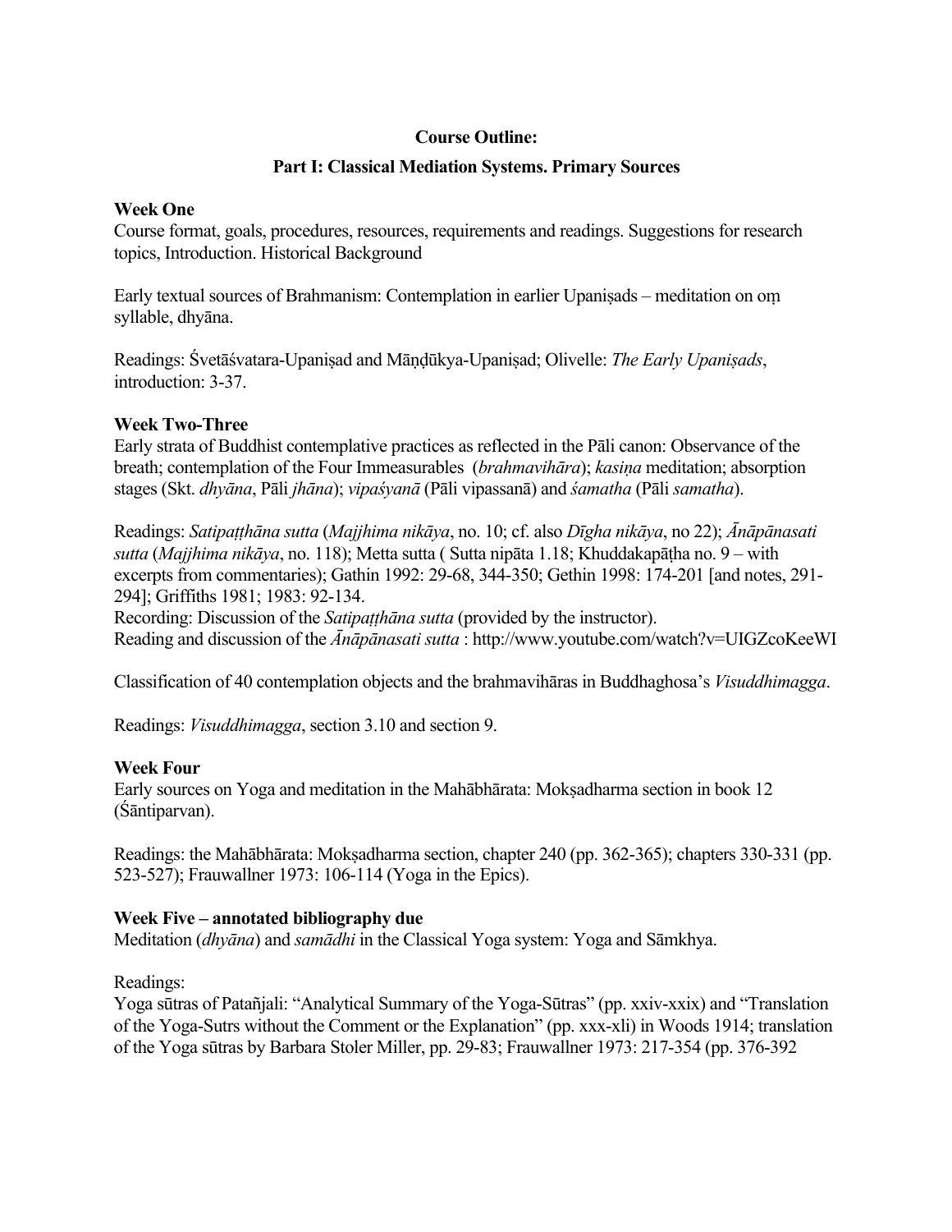**Course Outline:**

**Part I: Classical Mediation Systems. Primary Sources**

**Week One**

Course format, goals, procedures, resources, requirements and readings. Suggestions for research topics, Introduction. Historical Background

Early textual sources of Brahmanism: Contemplation in earlier Upaniṣads – meditation on oṃ syllable, dhyāna.

Readings: Śvetāśvatara-Upaniṣad and Māṇḍūkya-Upaniṣad; Olivelle: *The Early Upaniṣads*, introduction: 3-37.

**Week Two-Three**

Early strata of Buddhist contemplative practices as reflected in the Pāli canon: Observance of the breath; contemplation of the Four Immeasurables (*brahmavihāra*); *kasiṇa* meditation; absorption stages (Skt. *dhyāna*, Pāli *jhāna*); *vipaśyanā* (Pāli vipassanā) and *śamatha* (Pāli *samatha*).

Readings: *Satipaṭṭhāna sutta* (*Majjhima nikāya*, no. 10; cf. also *Dīgha nikāya*, no 22); *Ānāpānasati sutta* (*Majjhima nikāya*, no. 118); Metta sutta ( Sutta nipāta 1.18; Khuddakapāṭha no. 9 – with excerpts from commentaries); Gathin 1992: 29-68, 344-350; Gethin 1998: 174-201 [and notes, 291-294]; Griffiths 1981; 1983: 92-134.
Recording: Discussion of the *Satipaṭṭhāna sutta* (provided by the instructor).
Reading and discussion of the *Ānāpānasati sutta* : http://www.youtube.com/watch?v=UIGZcoKeeWI

Classification of 40 contemplation objects and the brahmavihāras in Buddhaghosa's *Visuddhimagga*.

Readings: *Visuddhimagga*, section 3.10 and section 9.

**Week Four**

Early sources on Yoga and meditation in the Mahābhārata: Mokṣadharma section in book 12 (Śāntiparvan).

Readings: the Mahābhārata: Mokṣadharma section, chapter 240 (pp. 362-365); chapters 330-331 (pp. 523-527); Frauwallner 1973: 106-114 (Yoga in the Epics).

**Week Five – annotated bibliography due**

Meditation (*dhyāna*) and *samādhi* in the Classical Yoga system: Yoga and Sāmkhya.

Readings:
Yoga sūtras of Patañjali: "Analytical Summary of the Yoga-Sūtras" (pp. xxiv-xxix) and "Translation of the Yoga-Sutrs without the Comment or the Explanation" (pp. xxx-xli) in Woods 1914; translation of the Yoga sūtras by Barbara Stoler Miller, pp. 29-83; Frauwallner 1973: 217-354 (pp. 376-392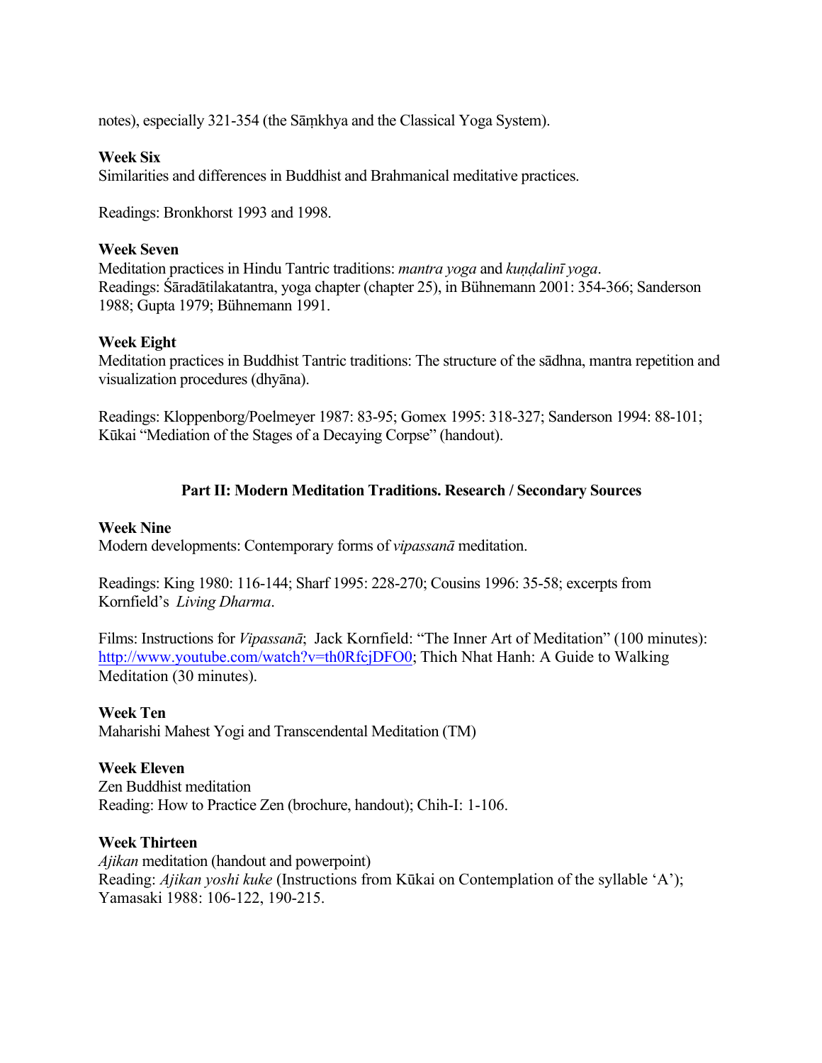notes), especially 321-354 (the Sāṃkhya and the Classical Yoga System).

**Week Six**
Similarities and differences in Buddhist and Brahmanical meditative practices.

Readings: Bronkhorst 1993 and 1998.

**Week Seven**
Meditation practices in Hindu Tantric traditions: *mantra yoga* and *kuṇḍalinī yoga*.
Readings: Śāradātilakatantra, yoga chapter (chapter 25), in Bühnemann 2001: 354-366; Sanderson 1988; Gupta 1979; Bühnemann 1991.

**Week Eight**
Meditation practices in Buddhist Tantric traditions: The structure of the sādhna, mantra repetition and visualization procedures (dhyāna).

Readings: Kloppenborg/Poelmeyer 1987: 83-95; Gomex 1995: 318-327; Sanderson 1994: 88-101; Kūkai "Mediation of the Stages of a Decaying Corpse" (handout).

## Part II: Modern Meditation Traditions. Research / Secondary Sources

**Week Nine**
Modern developments: Contemporary forms of *vipassanā* meditation.

Readings: King 1980: 116-144; Sharf 1995: 228-270; Cousins 1996: 35-58; excerpts from Kornfield's *Living Dharma*.

Films: Instructions for *Vipassanā*; Jack Kornfield: "The Inner Art of Meditation" (100 minutes): http://www.youtube.com/watch?v=th0RfcjDFO0; Thich Nhat Hanh: A Guide to Walking Meditation (30 minutes).

**Week Ten**
Maharishi Mahest Yogi and Transcendental Meditation (TM)

**Week Eleven**
Zen Buddhist meditation
Reading: How to Practice Zen (brochure, handout); Chih-I: 1-106.

**Week Thirteen**
*Ajikan* meditation (handout and powerpoint)
Reading: *Ajikan yoshi kuke* (Instructions from Kūkai on Contemplation of the syllable 'A'); Yamasaki 1988: 106-122, 190-215.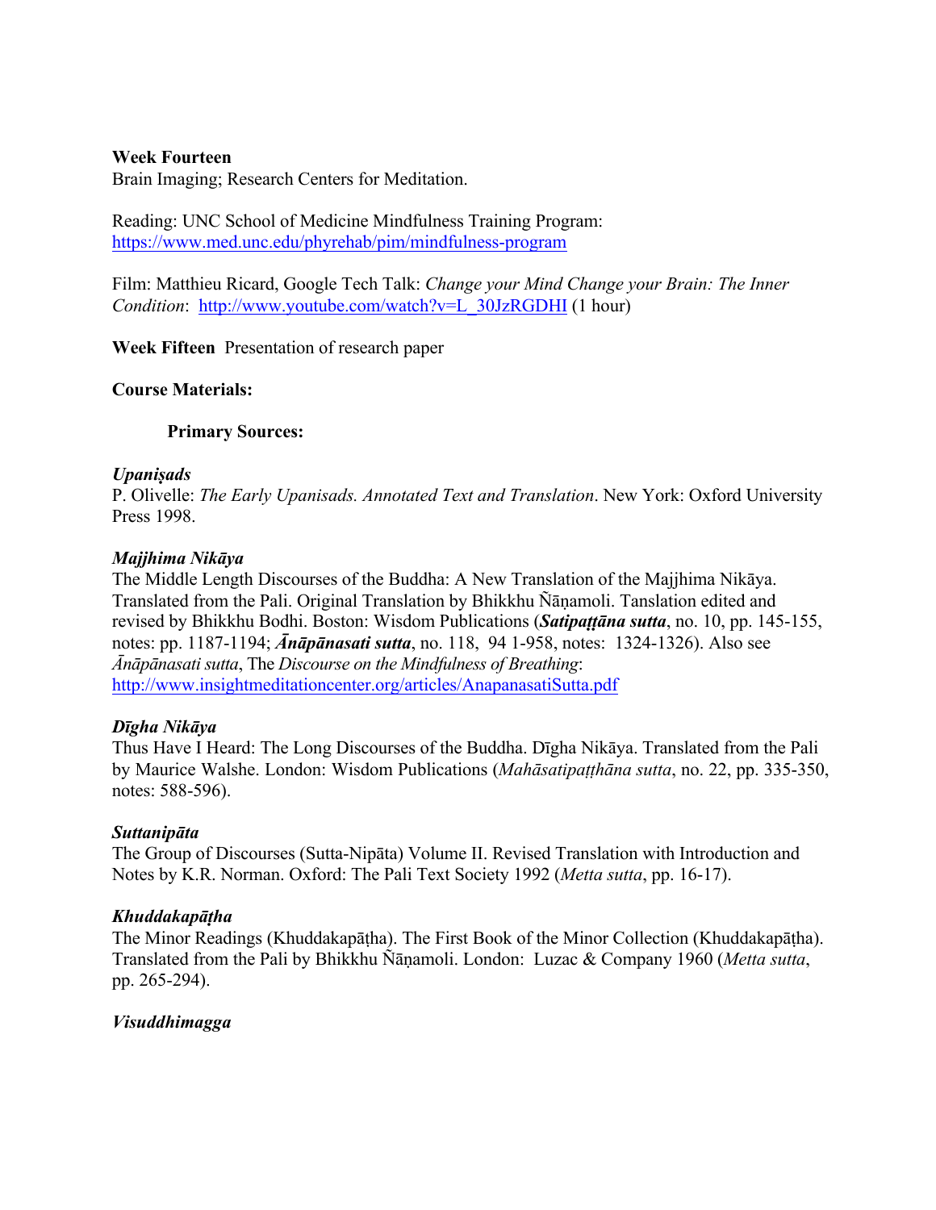**Week Fourteen**
Brain Imaging; Research Centers for Meditation.

Reading: UNC School of Medicine Mindfulness Training Program: https://www.med.unc.edu/phyrehab/pim/mindfulness-program

Film: Matthieu Ricard, Google Tech Talk: *Change your Mind Change your Brain: The Inner Condition*: http://www.youtube.com/watch?v=L_30JzRGDHI (1 hour)

**Week Fifteen** Presentation of research paper

**Course Materials:**

**Primary Sources:**

***Upaniṣads***
P. Olivelle: *The Early Upanisads. Annotated Text and Translation*. New York: Oxford University Press 1998.

***Majjhima Nikāya***
The Middle Length Discourses of the Buddha: A New Translation of the Majjhima Nikāya. Translated from the Pali. Original Translation by Bhikkhu Ñāṇamoli. Tanslation edited and revised by Bhikkhu Bodhi. Boston: Wisdom Publications (***Satipaṭṭāna sutta***, no. 10, pp. 145-155, notes: pp. 1187-1194; ***Ānāpānasati sutta***, no. 118, 94 1-958, notes: 1324-1326). Also see *Ānāpānasati sutta*, The *Discourse on the Mindfulness of Breathing*: http://www.insightmeditationcenter.org/articles/AnapanasatiSutta.pdf

***Dīgha Nikāya***
Thus Have I Heard: The Long Discourses of the Buddha. Dīgha Nikāya. Translated from the Pali by Maurice Walshe. London: Wisdom Publications (*Mahāsatipaṭṭhāna sutta*, no. 22, pp. 335-350, notes: 588-596).

***Suttanipāta***
The Group of Discourses (Sutta-Nipāta) Volume II. Revised Translation with Introduction and Notes by K.R. Norman. Oxford: The Pali Text Society 1992 (*Metta sutta*, pp. 16-17).

***Khuddakapāṭha***
The Minor Readings (Khuddakapāṭha). The First Book of the Minor Collection (Khuddakapāṭha). Translated from the Pali by Bhikkhu Ñāṇamoli. London: Luzac & Company 1960 (*Metta sutta*, pp. 265-294).

***Visuddhimagga***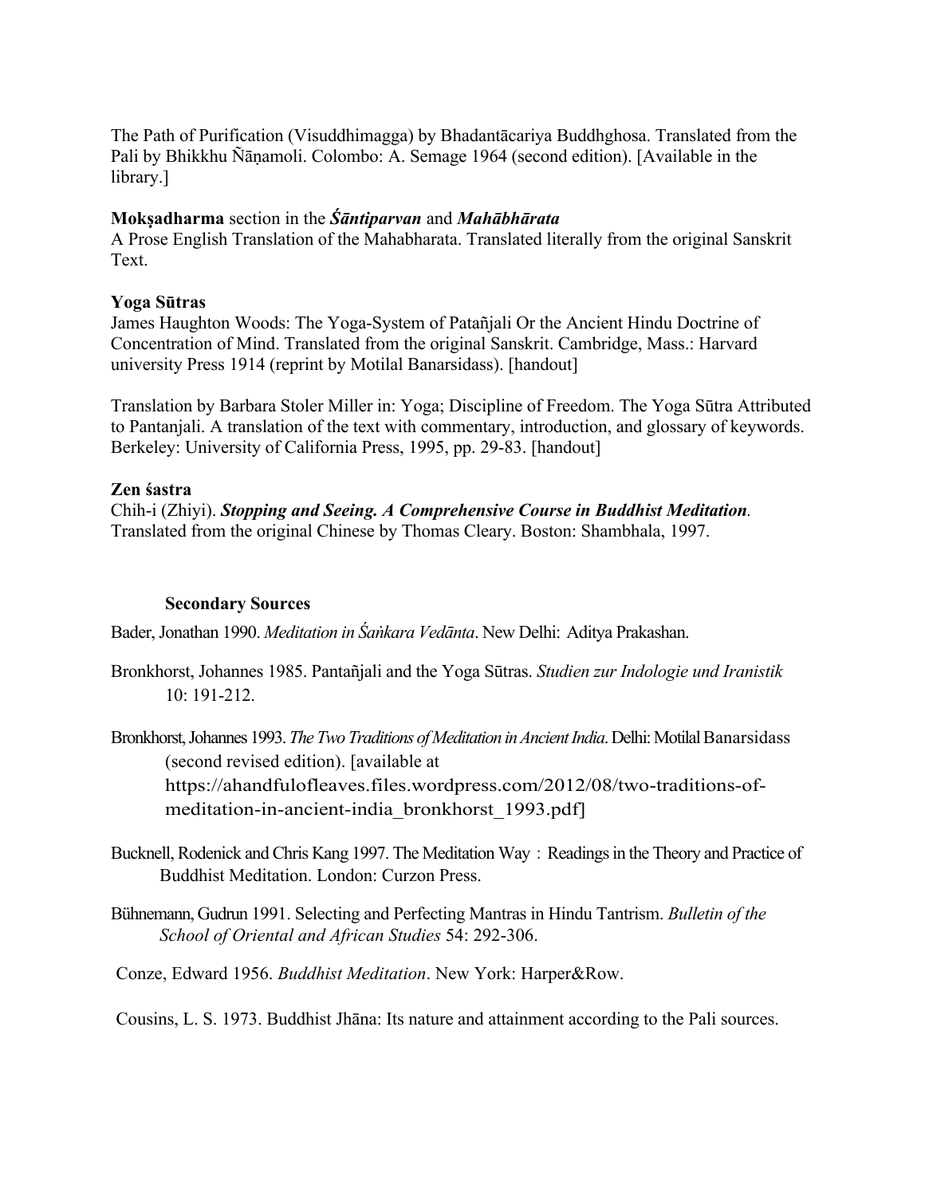The Path of Purification (Visuddhimagga) by Bhadantācariya Buddhghosa. Translated from the Pali by Bhikkhu Ñāṇamoli. Colombo: A. Semage 1964 (second edition). [Available in the library.]

**Mokṣadharma** section in the ***Śāntiparvan*** and ***Mahābhārata***
A Prose English Translation of the Mahabharata. Translated literally from the original Sanskrit Text.

**Yoga Sūtras**
James Haughton Woods: The Yoga-System of Patañjali Or the Ancient Hindu Doctrine of Concentration of Mind. Translated from the original Sanskrit. Cambridge, Mass.: Harvard university Press 1914 (reprint by Motilal Banarsidass). [handout]

Translation by Barbara Stoler Miller in: Yoga; Discipline of Freedom. The Yoga Sūtra Attributed to Pantanjali. A translation of the text with commentary, introduction, and glossary of keywords. Berkeley: University of California Press, 1995, pp. 29-83. [handout]

**Zen śastra**
Chih-i (Zhiyi). ***Stopping and Seeing. A Comprehensive Course in Buddhist Meditation***. Translated from the original Chinese by Thomas Cleary. Boston: Shambhala, 1997.

### Secondary Sources

Bader, Jonathan 1990. *Meditation in Śaṅkara Vedānta*. New Delhi: Aditya Prakashan.

Bronkhorst, Johannes 1985. Pantañjali and the Yoga Sūtras. *Studien zur Indologie und Iranistik* 10: 191-212.

Bronkhorst, Johannes 1993. *The Two Traditions of Meditation in Ancient India*. Delhi: Motilal Banarsidass (second revised edition). [available at https://ahandfulofleaves.files.wordpress.com/2012/08/two-traditions-of-meditation-in-ancient-india_bronkhorst_1993.pdf]

Bucknell, Rodenick and Chris Kang 1997. The Meditation Way : Readings in the Theory and Practice of Buddhist Meditation. London: Curzon Press.

Bühnemann, Gudrun 1991. Selecting and Perfecting Mantras in Hindu Tantrism. *Bulletin of the School of Oriental and African Studies* 54: 292-306.

Conze, Edward 1956. *Buddhist Meditation*. New York: Harper&Row.

Cousins, L. S. 1973. Buddhist Jhāna: Its nature and attainment according to the Pali sources.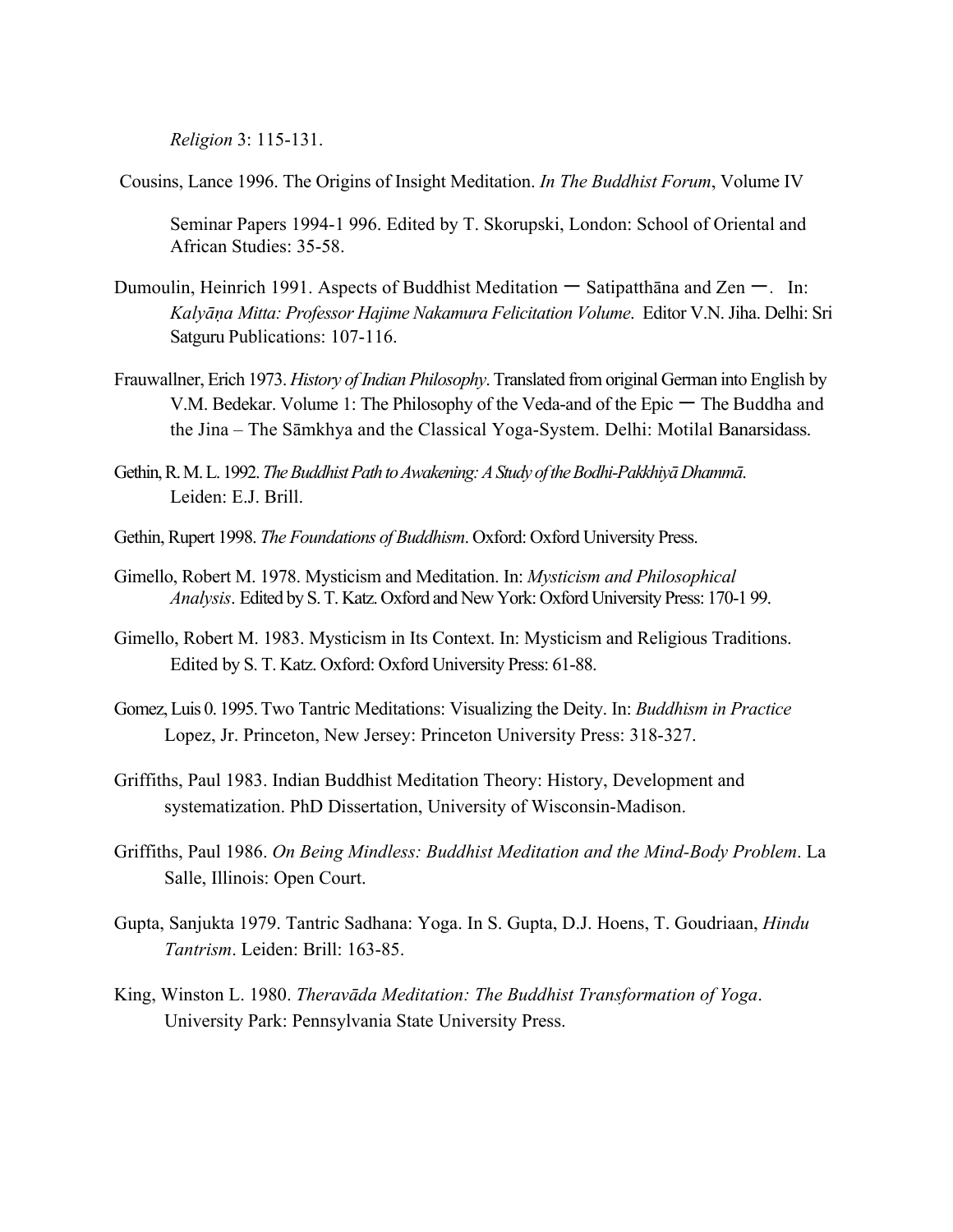*Religion* 3: 115-131.

Cousins, Lance 1996. The Origins of Insight Meditation. *In The Buddhist Forum*, Volume IV Seminar Papers 1994-1 996. Edited by T. Skorupski, London: School of Oriental and African Studies: 35-58.

Dumoulin, Heinrich 1991. Aspects of Buddhist Meditation — Satipatthāna and Zen —. In: *Kalyāṇa Mitta: Professor Hajime Nakamura Felicitation Volume*. Editor V.N. Jiha. Delhi: Sri Satguru Publications: 107-116.

Frauwallner, Erich 1973. *History of Indian Philosophy*. Translated from original German into English by V.M. Bedekar. Volume 1: The Philosophy of the Veda-and of the Epic — The Buddha and the Jina – The Sāmkhya and the Classical Yoga-System. Delhi: Motilal Banarsidass.

Gethin, R. M. L. 1992. *The Buddhist Path to Awakening: A Study of the Bodhi-Pakkhiyā Dhammā*. Leiden: E.J. Brill.

Gethin, Rupert 1998. *The Foundations of Buddhism*. Oxford: Oxford University Press.

Gimello, Robert M. 1978. Mysticism and Meditation. In: *Mysticism and Philosophical Analysis*. Edited by S. T. Katz. Oxford and New York: Oxford University Press: 170-1 99.

Gimello, Robert M. 1983. Mysticism in Its Context. In: Mysticism and Religious Traditions. Edited by S. T. Katz. Oxford: Oxford University Press: 61-88.

Gomez, Luis 0. 1995. Two Tantric Meditations: Visualizing the Deity. In: *Buddhism in Practice* Lopez, Jr. Princeton, New Jersey: Princeton University Press: 318-327.

Griffiths, Paul 1983. Indian Buddhist Meditation Theory: History, Development and systematization. PhD Dissertation, University of Wisconsin-Madison.

Griffiths, Paul 1986. *On Being Mindless: Buddhist Meditation and the Mind-Body Problem*. La Salle, Illinois: Open Court.

Gupta, Sanjukta 1979. Tantric Sadhana: Yoga. In S. Gupta, D.J. Hoens, T. Goudriaan, *Hindu Tantrism*. Leiden: Brill: 163-85.

King, Winston L. 1980. *Theravāda Meditation: The Buddhist Transformation of Yoga*. University Park: Pennsylvania State University Press.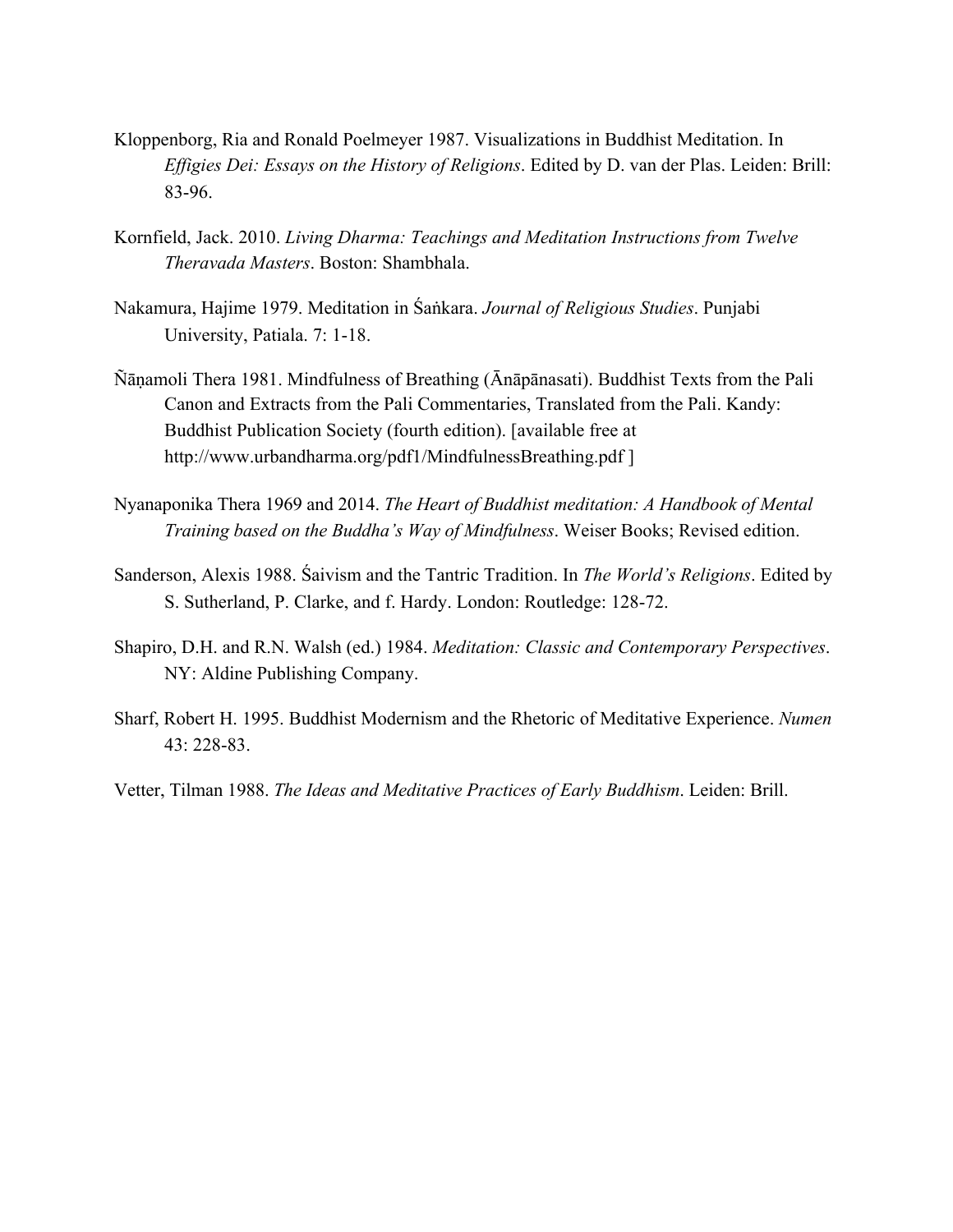Kloppenborg, Ria and Ronald Poelmeyer 1987. Visualizations in Buddhist Meditation. In *Effigies Dei: Essays on the History of Religions*. Edited by D. van der Plas. Leiden: Brill: 83-96.

Kornfield, Jack. 2010. *Living Dharma: Teachings and Meditation Instructions from Twelve Theravada Masters*. Boston: Shambhala.

Nakamura, Hajime 1979. Meditation in Śaṅkara. *Journal of Religious Studies*. Punjabi University, Patiala. 7: 1-18.

Ñāṇamoli Thera 1981. Mindfulness of Breathing (Ānāpānasati). Buddhist Texts from the Pali Canon and Extracts from the Pali Commentaries, Translated from the Pali. Kandy: Buddhist Publication Society (fourth edition). [available free at http://www.urbandharma.org/pdf1/MindfulnessBreathing.pdf ]

Nyanaponika Thera 1969 and 2014. *The Heart of Buddhist meditation: A Handbook of Mental Training based on the Buddha's Way of Mindfulness*. Weiser Books; Revised edition.

Sanderson, Alexis 1988. Śaivism and the Tantric Tradition. In *The World's Religions*. Edited by S. Sutherland, P. Clarke, and f. Hardy. London: Routledge: 128-72.

Shapiro, D.H. and R.N. Walsh (ed.) 1984. *Meditation: Classic and Contemporary Perspectives*. NY: Aldine Publishing Company.

Sharf, Robert H. 1995. Buddhist Modernism and the Rhetoric of Meditative Experience. *Numen* 43: 228-83.

Vetter, Tilman 1988. *The Ideas and Meditative Practices of Early Buddhism*. Leiden: Brill.